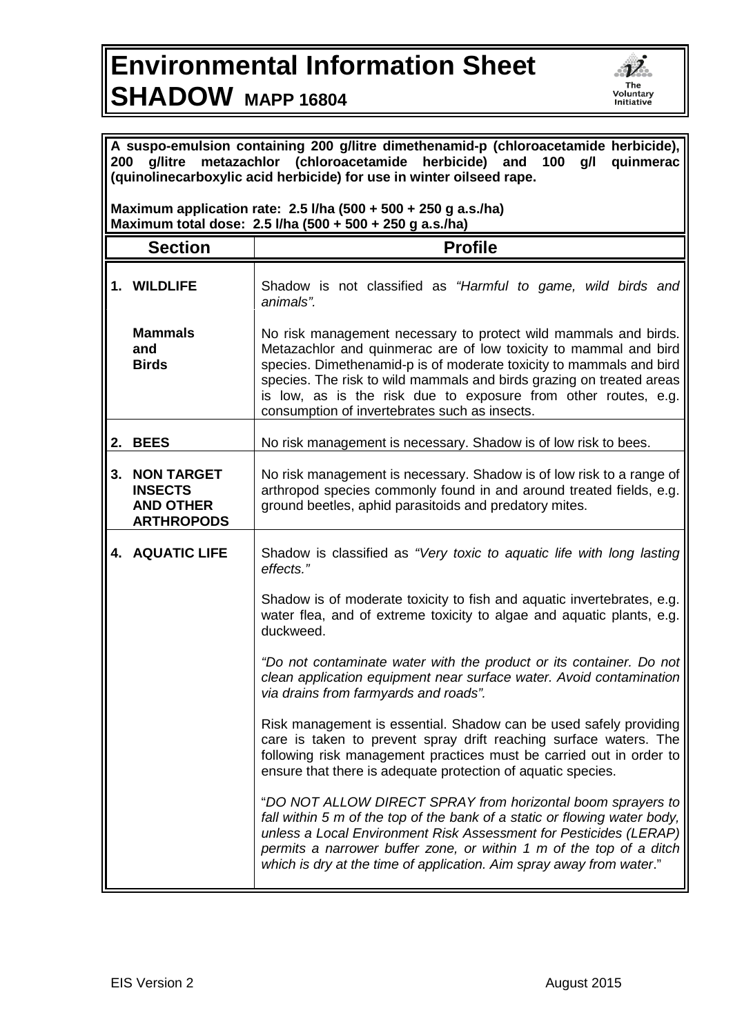# Environmental Information Sheet
# SHADOW MAPP 16804

**A suspo-emulsion containing 200 g/litre dimethenamid-p (chloroacetamide herbicide), 200 g/litre metazachlor (chloroacetamide herbicide) and 100 g/l quinmerac (quinolinecarboxylic acid herbicide) for use in winter oilseed rape.**

**Maximum application rate: 2.5 l/ha (500 + 500 + 250 g a.s./ha)**
**Maximum total dose: 2.5 l/ha (500 + 500 + 250 g a.s./ha)**

| Section | Profile |
|---|---|
| **1. WILDLIFE** | Shadow is not classified as *"Harmful to game, wild birds and animals".* |
| **Mammals and Birds** | No risk management necessary to protect wild mammals and birds. Metazachlor and quinmerac are of low toxicity to mammal and bird species. Dimethenamid-p is of moderate toxicity to mammals and bird species. The risk to wild mammals and birds grazing on treated areas is low, as is the risk due to exposure from other routes, e.g. consumption of invertebrates such as insects. |
| **2. BEES** | No risk management is necessary. Shadow is of low risk to bees. |
| **3. NON TARGET INSECTS AND OTHER ARTHROPODS** | No risk management is necessary. Shadow is of low risk to a range of arthropod species commonly found in and around treated fields, e.g. ground beetles, aphid parasitoids and predatory mites. |
| **4. AQUATIC LIFE** | Shadow is classified as *"Very toxic to aquatic life with long lasting effects."*<br><br>Shadow is of moderate toxicity to fish and aquatic invertebrates, e.g. water flea, and of extreme toxicity to algae and aquatic plants, e.g. duckweed.<br><br>*"Do not contaminate water with the product or its container. Do not clean application equipment near surface water. Avoid contamination via drains from farmyards and roads".*<br><br>Risk management is essential. Shadow can be used safely providing care is taken to prevent spray drift reaching surface waters. The following risk management practices must be carried out in order to ensure that there is adequate protection of aquatic species.<br><br>"*DO NOT ALLOW DIRECT SPRAY from horizontal boom sprayers to fall within 5 m of the top of the bank of a static or flowing water body, unless a Local Environment Risk Assessment for Pesticides (LERAP) permits a narrower buffer zone, or within 1 m of the top of a ditch which is dry at the time of application. Aim spray away from water*." |

EIS Version 2 August 2015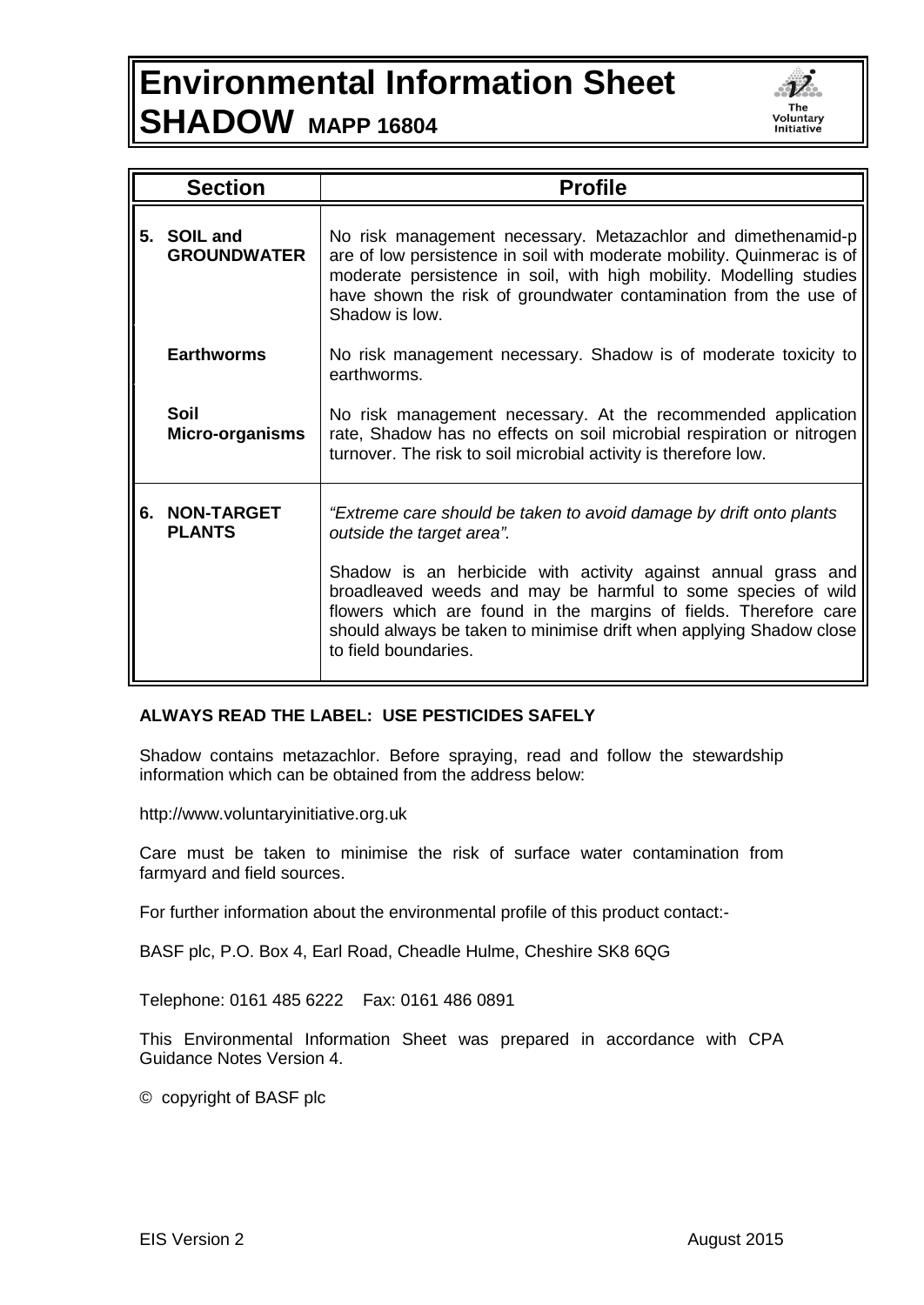# Environmental Information Sheet
# SHADOW MAPP 16804

| Section | Profile |
| --- | --- |
| **5. SOIL and GROUNDWATER** | No risk management necessary. Metazachlor and dimethenamid-p are of low persistence in soil with moderate mobility. Quinmerac is of moderate persistence in soil, with high mobility. Modelling studies have shown the risk of groundwater contamination from the use of Shadow is low. |
| **Earthworms** | No risk management necessary. Shadow is of moderate toxicity to earthworms. |
| **Soil Micro-organisms** | No risk management necessary. At the recommended application rate, Shadow has no effects on soil microbial respiration or nitrogen turnover. The risk to soil microbial activity is therefore low. |
| **6. NON-TARGET PLANTS** | *"Extreme care should be taken to avoid damage by drift onto plants outside the target area".*<br><br>Shadow is an herbicide with activity against annual grass and broadleaved weeds and may be harmful to some species of wild flowers which are found in the margins of fields. Therefore care should always be taken to minimise drift when applying Shadow close to field boundaries. |

**ALWAYS READ THE LABEL: USE PESTICIDES SAFELY**

Shadow contains metazachlor. Before spraying, read and follow the stewardship information which can be obtained from the address below:

http://www.voluntaryinitiative.org.uk

Care must be taken to minimise the risk of surface water contamination from farmyard and field sources.

For further information about the environmental profile of this product contact:-

BASF plc, P.O. Box 4, Earl Road, Cheadle Hulme, Cheshire SK8 6QG

Telephone: 0161 485 6222 Fax: 0161 486 0891

This Environmental Information Sheet was prepared in accordance with CPA Guidance Notes Version 4.

© copyright of BASF plc

EIS Version 2 August 2015